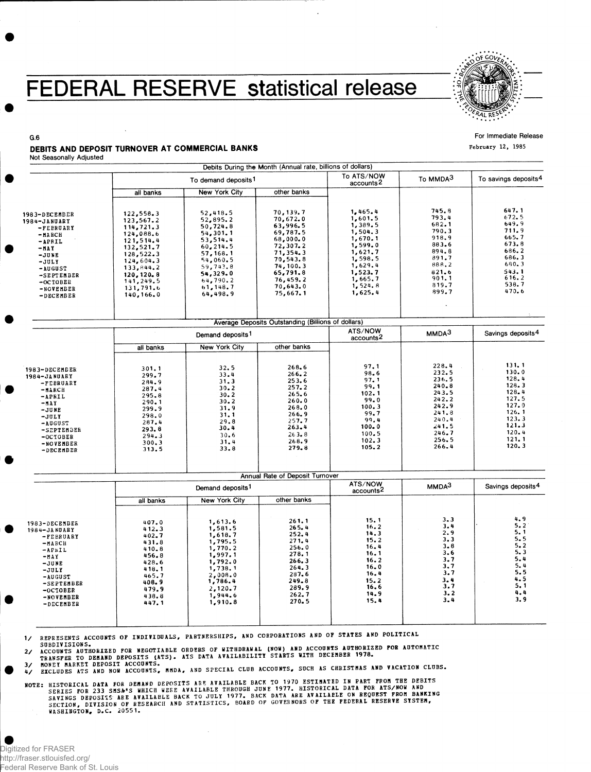# FEDERAL RESERVE statistical release

G.6

For Immediate Release
February 12, 1985

## DEBITS AND DEPOSIT TURNOVER AT COMMERCIAL BANKS

Not Seasonally Adjusted

**Debits During the Month (Annual rate, billions of dollars)**

| | To demand deposits[1] | | | To ATS/NOW accounts[2] | To MMDA[3] | To savings deposits[4] |
|---|---|---|---|---|---|---|
| | all banks | New York City | other banks | | | |
| 1983-DECEMBER | 122,558.3 | 52,418.5 | 70,139.7 | 1,465.4 | 745.8 | 647.1 |
| 1984-JANUARY | 123,567.2 | 52,895.2 | 70,672.0 | 1,601.5 | 793.4 | 672.5 |
| -FEBRUARY | 114,721.3 | 50,724.8 | 63,996.5 | 1,389.5 | 682.1 | 649.9 |
| -MARCH | 124,088.6 | 54,301.1 | 69,787.5 | 1,504.3 | 790.3 | 711.9 |
| -APRIL | 121,514.4 | 53,514.4 | 68,000.0 | 1,670.1 | 918.9 | 665.7 |
| -MAY | 132,521.7 | 60,214.5 | 72,307.2 | 1,599.0 | 883.6 | 673.8 |
| -JUNE | 128,522.3 | 57,168.1 | 71,354.3 | 1,621.7 | 894.8 | 686.2 |
| -JULY | 124,604.3 | 54,060.5 | 70,543.8 | 1,598.5 | 891.7 | 686.3 |
| -AUGUST | 133,844.2 | 59,743.8 | 74,100.3 | 1,629.4 | 888.2 | 680.3 |
| -SEPTEMBER | 120,120.8 | 54,329.0 | 65,791.8 | 1,523.7 | 821.6 | 543.1 |
| -OCTOBER | 141,249.5 | 64,790.2 | 76,459.2 | 1,665.7 | 901.1 | 616.2 |
| -NOVEMBER | 131,791.6 | 61,148.7 | 70,643.0 | 1,524.8 | 819.7 | 538.7 |
| -DECEMBER | 140,166.0 | 64,498.9 | 75,667.1 | 1,625.4 | 899.7 | 470.6 |

**Average Deposits Outstanding (Billions of dollars)**

| | Demand deposits[1] | | | ATS/NOW accounts[2] | MMDA[3] | Savings deposits[4] |
|---|---|---|---|---|---|---|
| | all banks | New York City | other banks | | | |
| 1983-DECEMBER | 301.1 | 32.5 | 268.6 | 97.1 | 228.4 | 131.1 |
| 1984-JANUARY | 299.7 | 33.4 | 266.2 | 98.6 | 232.5 | 130.0 |
| -FEBRUARY | 284.9 | 31.3 | 253.6 | 97.1 | 236.5 | 128.4 |
| -MARCH | 287.4 | 30.2 | 257.2 | 99.1 | 240.8 | 128.3 |
| -APRIL | 295.8 | 30.2 | 265.6 | 102.1 | 243.5 | 128.4 |
| -MAY | 290.1 | 30.2 | 260.0 | 99.0 | 242.2 | 127.5 |
| -JUNE | 299.9 | 31.9 | 268.0 | 100.3 | 242.9 | 127.0 |
| -JULY | 298.0 | 31.1 | 266.9 | 99.7 | 241.8 | 126.1 |
| -AUGUST | 287.4 | 29.8 | 257.7 | 99.4 | 240.4 | 123.3 |
| -SEPTEMBER | 293.8 | 30.4 | 263.4 | 100.0 | 241.5 | 121.3 |
| -OCTOBER | 294.3 | 30.6 | 263.8 | 100.5 | 246.7 | 120.4 |
| -NOVEMBER | 300.3 | 31.4 | 268.9 | 102.3 | 256.5 | 121.1 |
| -DECEMBER | 313.5 | 33.8 | 279.8 | 105.2 | 266.4 | 120.3 |

**Annual Rate of Deposit Turnover**

| | Demand deposits[1] | | | ATS/NOW accounts[2] | MMDA[3] | Savings deposits[4] |
|---|---|---|---|---|---|---|
| | all banks | New York City | other banks | | | |
| 1983-DECEMBER | 407.0 | 1,613.6 | 261.1 | 15.1 | 3.3 | 4.9 |
| 1984-JANUARY | 412.3 | 1,581.5 | 265.4 | 16.2 | 3.4 | 5.2 |
| -FEBRUARY | 402.7 | 1,618.7 | 252.4 | 14.3 | 2.9 | 5.1 |
| -MARCH | 431.8 | 1,795.5 | 271.4 | 15.2 | 3.3 | 5.5 |
| -APRIL | 410.8 | 1,770.2 | 256.0 | 16.4 | 3.8 | 5.2 |
| -MAY | 456.8 | 1,997.1 | 278.1 | 16.1 | 3.6 | 5.3 |
| -JUNE | 428.6 | 1,792.0 | 266.3 | 16.2 | 3.7 | 5.4 |
| -JULY | 418.1 | 1,738.1 | 264.3 | 16.0 | 3.7 | 5.4 |
| -AUGUST | 465.7 | 2,008.0 | 287.6 | 16.4 | 3.7 | 5.5 |
| -SEPTEMBER | 408.9 | 1,786.4 | 249.8 | 15.2 | 3.4 | 4.5 |
| -OCTOBER | 479.9 | 2,120.7 | 289.9 | 16.6 | 3.7 | 5.1 |
| -NOVEMBER | 438.8 | 1,944.6 | 262.7 | 14.9 | 3.2 | 4.4 |
| -DECEMBER | 447.1 | 1,910.8 | 270.5 | 15.4 | 3.4 | 3.9 |

1/ REPRESENTS ACCOUNTS OF INDIVIDUALS, PARTNERSHIPS, AND CORPORATIONS AND OF STATES AND POLITICAL SUBDIVISIONS.
2/ ACCOUNTS AUTHORIZED FOR NEGOTIABLE ORDERS OF WITHDRAWAL (NOW) AND ACCOUNTS AUTHORIZED FOR AUTOMATIC TRANSFER TO DEMAND DEPOSITS (ATS). ATS DATA AVAILABILITY STARTS WITH DECEMBER 1978.
3/ MONEY MARKET DEPOSIT ACCOUNTS.
4/ EXCLUDES ATS AND NOW ACCOUNTS, MMDA, AND SPECIAL CLUB ACCOUNTS, SUCH AS CHRISTMAS AND VACATION CLUBS.

NOTE: HISTORICAL DATA FOR DEMAND DEPOSITS ARE AVAILABLE BACK TO 1970 ESTIMATED IN PART FROM THE DEBITS SERIES FOR 233 SMSA'S WHICH WERE AVAILABLE THROUGH JUNE 1977. HISTORICAL DATA FOR ATS/NOW AND SAVINGS DEPOSITS ARE AVAILABLE BACK TO JULY 1977. BACK DATA ARE AVAILABLE ON REQUEST FROM BANKING SECTION, DIVISION OF RESEARCH AND STATISTICS, BOARD OF GOVERNORS OF THE FEDERAL RESERVE SYSTEM, WASHINGTON, D.C. 20551.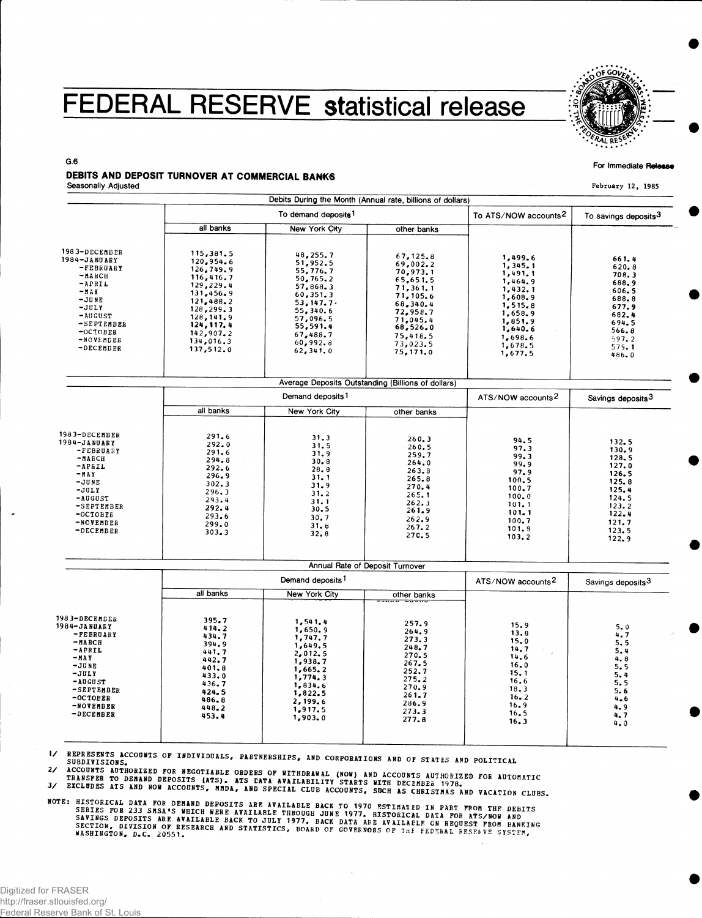# FEDERAL RESERVE statistical release

G.6

For Immediate Release

## DEBITS AND DEPOSIT TURNOVER AT COMMERCIAL BANKS

Seasonally Adjusted

February 12, 1985

| | Debits During the Month (Annual rate, billions of dollars) | | | | |
|---|---|---|---|---|---|
| | To demand deposits[1] | | | To ATS/NOW accounts[2] | To savings deposits[3] |
| | all banks | New York City | other banks | | |
| 1983-DECEMBER | 115,381.5 | 48,255.7 | 67,125.8 | 1,499.6 | 661.4 |
| 1984-JANUARY | 120,954.6 | 51,952.5 | 69,002.2 | 1,345.1 | 620.8 |
| -FEBRUARY | 126,749.9 | 55,776.7 | 70,973.1 | 1,491.1 | 708.3 |
| -MARCH | 116,416.7 | 50,765.2 | 65,651.5 | 1,464.9 | 688.9 |
| -APRIL | 129,229.4 | 57,868.3 | 71,361.1 | 1,432.1 | 606.5 |
| -MAY | 131,456.9 | 60,351.3 | 71,105.6 | 1,608.9 | 688.8 |
| -JUNE | 121,488.2 | 53,147.7 | 68,340.4 | 1,515.8 | 677.9 |
| -JULY | 128,299.3 | 55,340.6 | 72,958.7 | 1,658.9 | 682.4 |
| -AUGUST | 128,141.9 | 57,096.5 | 71,045.4 | 1,851.9 | 694.5 |
| -SEPTEMBER | 124,117.4 | 55,591.4 | 68,526.0 | 1,640.6 | 566.8 |
| -OCTOBER | 142,907.2 | 67,488.7 | 75,418.5 | 1,698.6 | 597.2 |
| -NOVEMBER | 134,016.3 | 60,992.8 | 73,023.5 | 1,678.5 | 575.1 |
| -DECEMBER | 137,512.0 | 62,341.0 | 75,171.0 | 1,677.5 | 486.0 |

| | Average Deposits Outstanding (Billions of dollars) | | | | |
|---|---|---|---|---|---|
| | Demand deposits[1] | | | ATS/NOW accounts[2] | Savings deposits[3] |
| | all banks | New York City | other banks | | |
| 1983-DECEMBER | 291.6 | 31.3 | 260.3 | 94.5 | 132.5 |
| 1984-JANUARY | 292.0 | 31.5 | 260.5 | 97.3 | 130.9 |
| -FEBRUARY | 291.6 | 31.9 | 259.7 | 99.3 | 128.5 |
| -MARCH | 294.8 | 30.8 | 264.0 | 99.9 | 127.0 |
| -APRIL | 292.6 | 28.8 | 263.8 | 97.9 | 126.5 |
| -MAY | 296.9 | 31.1 | 265.8 | 100.5 | 125.8 |
| -JUNE | 302.3 | 31.9 | 270.4 | 100.7 | 125.4 |
| -JULY | 296.3 | 31.2 | 265.1 | 100.0 | 124.5 |
| -AUGUST | 293.4 | 31.1 | 262.3 | 101.1 | 123.2 |
| -SEPTEMBER | 292.4 | 30.5 | 261.9 | 101.1 | 122.4 |
| -OCTOBER | 293.6 | 30.7 | 262.9 | 100.7 | 121.7 |
| -NOVEMBER | 299.0 | 31.8 | 267.2 | 101.8 | 123.5 |
| -DECEMBER | 303.3 | 32.8 | 270.5 | 103.2 | 122.9 |

| | Annual Rate of Deposit Turnover | | | | |
|---|---|---|---|---|---|
| | Demand deposits[1] | | | ATS/NOW accounts[2] | Savings deposits[3] |
| | all banks | New York City | other banks | | |
| 1983-DECEMBER | 395.7 | 1,541.4 | 257.9 | 15.9 | 5.0 |
| 1984-JANUARY | 414.2 | 1,650.9 | 264.9 | 13.8 | 4.7 |
| -FEBRUARY | 434.7 | 1,747.7 | 273.3 | 15.0 | 5.5 |
| -MARCH | 394.9 | 1,649.5 | 248.7 | 14.7 | 5.4 |
| -APRIL | 441.7 | 2,012.5 | 270.5 | 14.6 | 4.8 |
| -MAY | 442.7 | 1,938.7 | 267.5 | 16.0 | 5.5 |
| -JUNE | 401.8 | 1,665.2 | 252.7 | 15.1 | 5.4 |
| -JULY | 433.0 | 1,774.3 | 275.2 | 16.6 | 5.5 |
| -AUGUST | 436.7 | 1,834.6 | 270.9 | 18.3 | 5.6 |
| -SEPTEMBER | 424.5 | 1,822.5 | 261.7 | 16.2 | 4.6 |
| -OCTOBER | 486.8 | 2,199.6 | 286.9 | 16.9 | 4.9 |
| -NOVEMBER | 448.2 | 1,917.5 | 273.3 | 16.5 | 4.7 |
| -DECEMBER | 453.4 | 1,903.0 | 277.8 | 16.3 | 4.0 |

1/ REPRESENTS ACCOUNTS OF INDIVIDUALS, PARTNERSHIPS, AND CORPORATIONS AND OF STATES AND POLITICAL SUBDIVISIONS.
2/ ACCOUNTS AUTHORIZED FOR NEGOTIABLE ORDERS OF WITHDRAWAL (NOW) AND ACCOUNTS AUTHORIZED FOR AUTOMATIC TRANSFER TO DEMAND DEPOSITS (ATS). ATS DATA AVAILABILITY STARTS WITH DECEMBER 1978.
3/ EXCLUDES ATS AND NOW ACCOUNTS, MMDA, AND SPECIAL CLUB ACCOUNTS, SUCH AS CHRISTMAS AND VACATION CLUBS.

NOTE: HISTORICAL DATA FOR DEMAND DEPOSITS ARE AVAILABLE BACK TO 1970 ESTIMATED IN PART FROM THE DEBITS SERIES FOR 233 SMSA'S WHICH WERE AVAILABLE THROUGH JUNE 1977. HISTORICAL DATA FOR ATS/NOW AND SAVINGS DEPOSITS ARE AVAILABLE BACK TO JULY 1977. BACK DATA ARE AVAILABLE ON REQUEST FROM BANKING SECTION, DIVISION OF RESEARCH AND STATISTICS, BOARD OF GOVERNORS OF THE FEDERAL RESERVE SYSTEM, WASHINGTON, D.C. 20551.